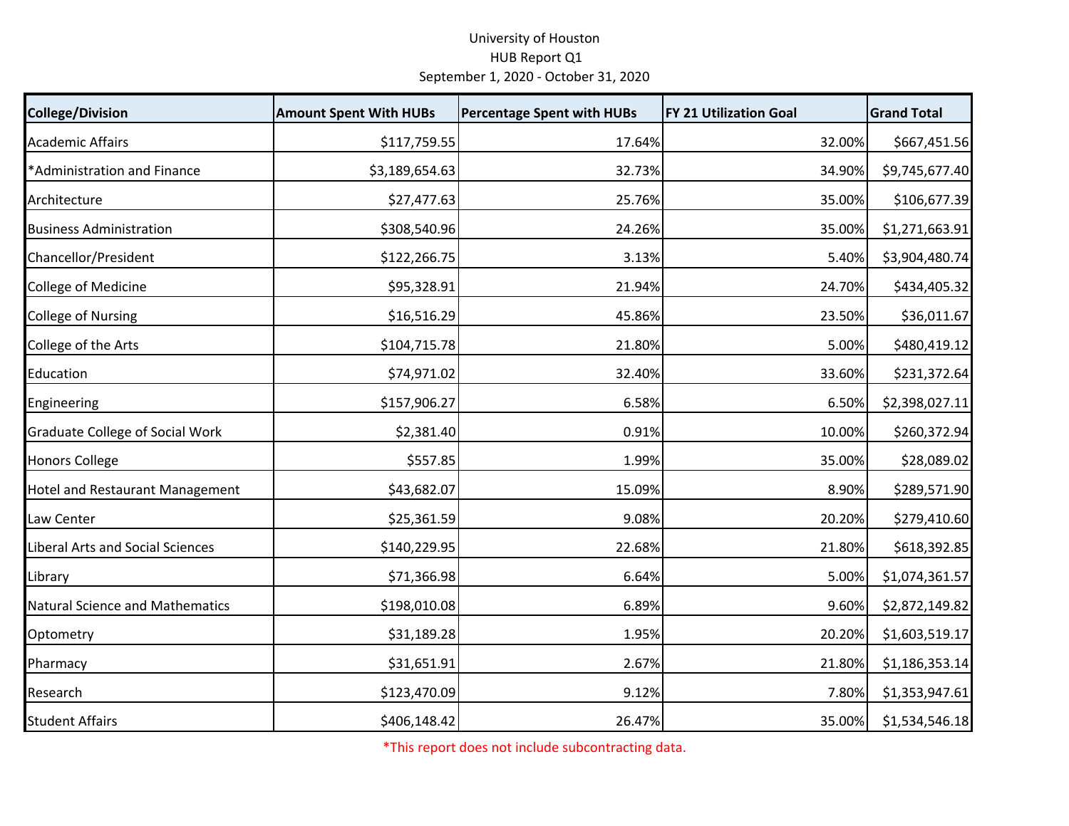University of Houston
HUB Report Q1
September 1, 2020 - October 31, 2020

| College/Division | Amount Spent With HUBs | Percentage Spent with HUBs | FY 21 Utilization Goal | Grand Total |
|---|---|---|---|---|
| Academic Affairs | $117,759.55 | 17.64% | 32.00% | $667,451.56 |
| *Administration and Finance | $3,189,654.63 | 32.73% | 34.90% | $9,745,677.40 |
| Architecture | $27,477.63 | 25.76% | 35.00% | $106,677.39 |
| Business Administration | $308,540.96 | 24.26% | 35.00% | $1,271,663.91 |
| Chancellor/President | $122,266.75 | 3.13% | 5.40% | $3,904,480.74 |
| College of Medicine | $95,328.91 | 21.94% | 24.70% | $434,405.32 |
| College of Nursing | $16,516.29 | 45.86% | 23.50% | $36,011.67 |
| College of the Arts | $104,715.78 | 21.80% | 5.00% | $480,419.12 |
| Education | $74,971.02 | 32.40% | 33.60% | $231,372.64 |
| Engineering | $157,906.27 | 6.58% | 6.50% | $2,398,027.11 |
| Graduate College of Social Work | $2,381.40 | 0.91% | 10.00% | $260,372.94 |
| Honors College | $557.85 | 1.99% | 35.00% | $28,089.02 |
| Hotel and Restaurant Management | $43,682.07 | 15.09% | 8.90% | $289,571.90 |
| Law Center | $25,361.59 | 9.08% | 20.20% | $279,410.60 |
| Liberal Arts and Social Sciences | $140,229.95 | 22.68% | 21.80% | $618,392.85 |
| Library | $71,366.98 | 6.64% | 5.00% | $1,074,361.57 |
| Natural Science and Mathematics | $198,010.08 | 6.89% | 9.60% | $2,872,149.82 |
| Optometry | $31,189.28 | 1.95% | 20.20% | $1,603,519.17 |
| Pharmacy | $31,651.91 | 2.67% | 21.80% | $1,186,353.14 |
| Research | $123,470.09 | 9.12% | 7.80% | $1,353,947.61 |
| Student Affairs | $406,148.42 | 26.47% | 35.00% | $1,534,546.18 |

*This report does not include subcontracting data.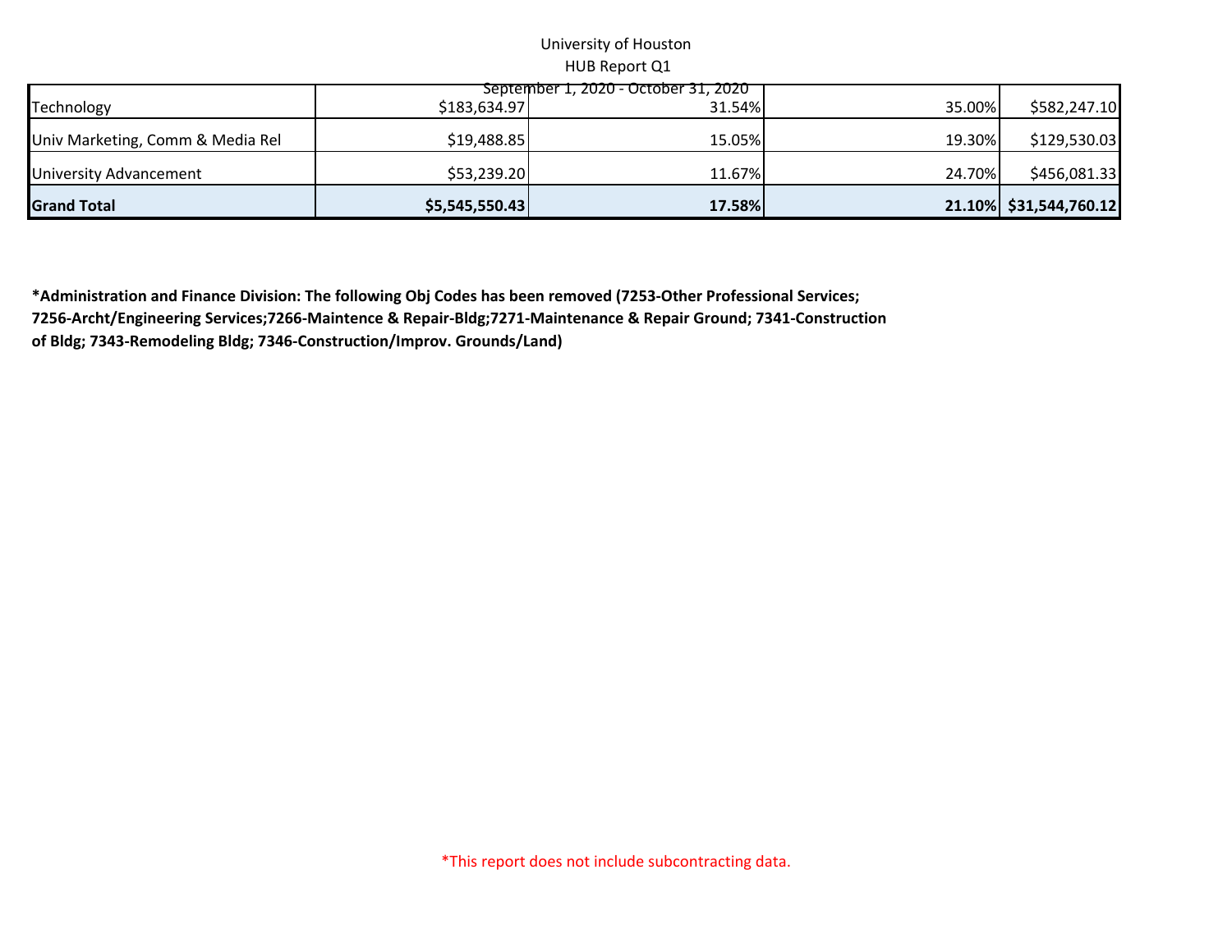University of Houston
HUB Report Q1
September 1, 2020 - October 31, 2020

| | | | | |
|---|---|---|---|---|
| Technology | $183,634.97 | 31.54% | 35.00% | $582,247.10 |
| Univ Marketing, Comm & Media Rel | $19,488.85 | 15.05% | 19.30% | $129,530.03 |
| University Advancement | $53,239.20 | 11.67% | 24.70% | $456,081.33 |
| **Grand Total** | **$5,545,550.43** | **17.58%** | **21.10%** | **$31,544,760.12** |

**\*Administration and Finance Division: The following Obj Codes has been removed (7253-Other Professional Services; 7256-Archt/Engineering Services;7266-Maintence & Repair-Bldg;7271-Maintenance & Repair Ground; 7341-Construction of Bldg; 7343-Remodeling Bldg; 7346-Construction/Improv. Grounds/Land)**

*This report does not include subcontracting data.